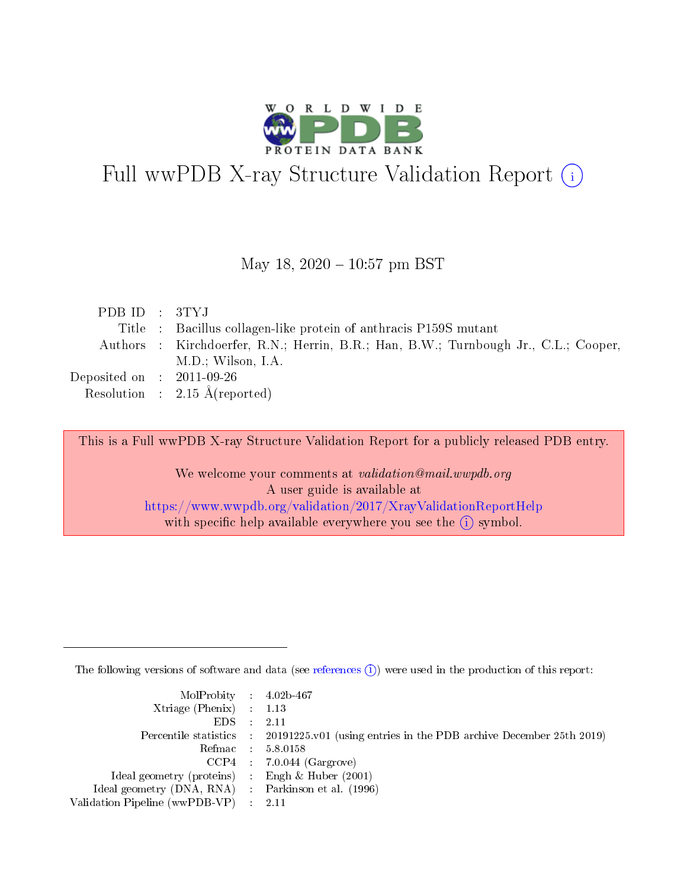# Full wwPDB X-ray Structure Validation Report (i)

May 18, 2020 – 10:57 pm BST

| | | |
|---|---|---|
| PDB ID | : | 3TYJ |
| Title | : | Bacillus collagen-like protein of anthracis P159S mutant |
| Authors | : | Kirchdoerfer, R.N.; Herrin, B.R.; Han, B.W.; Turnbough Jr., C.L.; Cooper, M.D.; Wilson, I.A. |
| Deposited on | : | 2011-09-26 |
| Resolution | : | 2.15 Å(reported) |

This is a Full wwPDB X-ray Structure Validation Report for a publicly released PDB entry.

We welcome your comments at *validation@mail.wwpdb.org*
A user guide is available at
https://www.wwpdb.org/validation/2017/XrayValidationReportHelp
with specific help available everywhere you see the (i) symbol.

---

The following versions of software and data (see references (i)) were used in the production of this report:

| | | |
|---|---|---|
| MolProbity | : | 4.02b-467 |
| Xtriage (Phenix) | : | 1.13 |
| EDS | : | 2.11 |
| Percentile statistics | : | 20191225.v01 (using entries in the PDB archive December 25th 2019) |
| Refmac | : | 5.8.0158 |
| CCP4 | : | 7.0.044 (Gargrove) |
| Ideal geometry (proteins) | : | Engh & Huber (2001) |
| Ideal geometry (DNA, RNA) | : | Parkinson et al. (1996) |
| Validation Pipeline (wwPDB-VP) | : | 2.11 |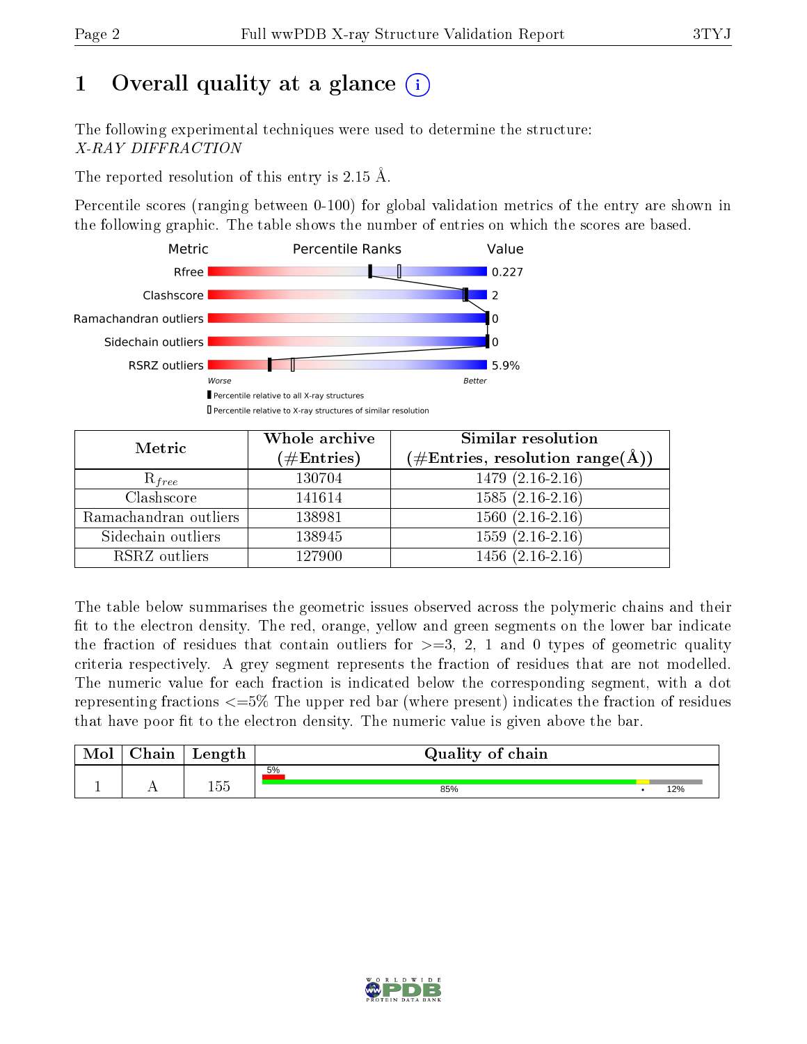# 1 Overall quality at a glance (i)

The following experimental techniques were used to determine the structure:
*X-RAY DIFFRACTION*

The reported resolution of this entry is 2.15 Å.

Percentile scores (ranging between 0-100) for global validation metrics of the entry are shown in the following graphic. The table shows the number of entries on which the scores are based.

| Metric | Value |
|---|---|
| Rfree | 0.227 |
| Clashscore | 2 |
| Ramachandran outliers | 0 |
| Sidechain outliers | 0 |
| RSRZ outliers | 5.9% |

Worse — Better

▌Percentile relative to all X-ray structures
▯Percentile relative to X-ray structures of similar resolution

| Metric | Whole archive (#Entries) | Similar resolution (#Entries, resolution range(Å)) |
|---|---|---|
| $R_{free}$ | 130704 | 1479 (2.16-2.16) |
| Clashscore | 141614 | 1585 (2.16-2.16) |
| Ramachandran outliers | 138981 | 1560 (2.16-2.16) |
| Sidechain outliers | 138945 | 1559 (2.16-2.16) |
| RSRZ outliers | 127900 | 1456 (2.16-2.16) |

The table below summarises the geometric issues observed across the polymeric chains and their fit to the electron density. The red, orange, yellow and green segments on the lower bar indicate the fraction of residues that contain outliers for >=3, 2, 1 and 0 types of geometric quality criteria respectively. A grey segment represents the fraction of residues that are not modelled. The numeric value for each fraction is indicated below the corresponding segment, with a dot representing fractions <=5% The upper red bar (where present) indicates the fraction of residues that have poor fit to the electron density. The numeric value is given above the bar.

| Mol | Chain | Length | Quality of chain |
|---|---|---|---|
| 1 | A | 155 | 5% / 85% · 12% |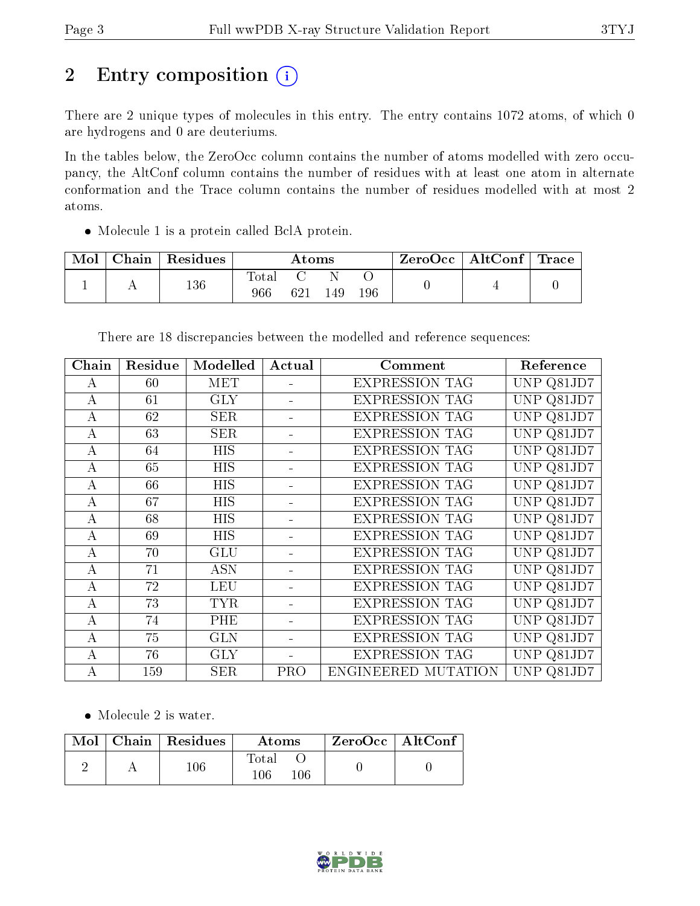# 2 Entry composition

There are 2 unique types of molecules in this entry. The entry contains 1072 atoms, of which 0 are hydrogens and 0 are deuteriums.

In the tables below, the ZeroOcc column contains the number of atoms modelled with zero occupancy, the AltConf column contains the number of residues with at least one atom in alternate conformation and the Trace column contains the number of residues modelled with at most 2 atoms.

- Molecule 1 is a protein called BclA protein.

| Mol | Chain | Residues | Atoms | | | | ZeroOcc | AltConf | Trace |
|---|---|---|---|---|---|---|---|---|---|
| 1 | A | 136 | Total | C | N | O | 0 | 4 | 0 |
| | | | 966 | 621 | 149 | 196 | | | |

There are 18 discrepancies between the modelled and reference sequences:

| Chain | Residue | Modelled | Actual | Comment | Reference |
|---|---|---|---|---|---|
| A | 60 | MET | - | EXPRESSION TAG | UNP Q81JD7 |
| A | 61 | GLY | - | EXPRESSION TAG | UNP Q81JD7 |
| A | 62 | SER | - | EXPRESSION TAG | UNP Q81JD7 |
| A | 63 | SER | - | EXPRESSION TAG | UNP Q81JD7 |
| A | 64 | HIS | - | EXPRESSION TAG | UNP Q81JD7 |
| A | 65 | HIS | - | EXPRESSION TAG | UNP Q81JD7 |
| A | 66 | HIS | - | EXPRESSION TAG | UNP Q81JD7 |
| A | 67 | HIS | - | EXPRESSION TAG | UNP Q81JD7 |
| A | 68 | HIS | - | EXPRESSION TAG | UNP Q81JD7 |
| A | 69 | HIS | - | EXPRESSION TAG | UNP Q81JD7 |
| A | 70 | GLU | - | EXPRESSION TAG | UNP Q81JD7 |
| A | 71 | ASN | - | EXPRESSION TAG | UNP Q81JD7 |
| A | 72 | LEU | - | EXPRESSION TAG | UNP Q81JD7 |
| A | 73 | TYR | - | EXPRESSION TAG | UNP Q81JD7 |
| A | 74 | PHE | - | EXPRESSION TAG | UNP Q81JD7 |
| A | 75 | GLN | - | EXPRESSION TAG | UNP Q81JD7 |
| A | 76 | GLY | - | EXPRESSION TAG | UNP Q81JD7 |
| A | 159 | SER | PRO | ENGINEERED MUTATION | UNP Q81JD7 |

- Molecule 2 is water.

| Mol | Chain | Residues | Atoms | | ZeroOcc | AltConf |
|---|---|---|---|---|---|---|
| 2 | A | 106 | Total | O | 0 | 0 |
| | | | 106 | 106 | | |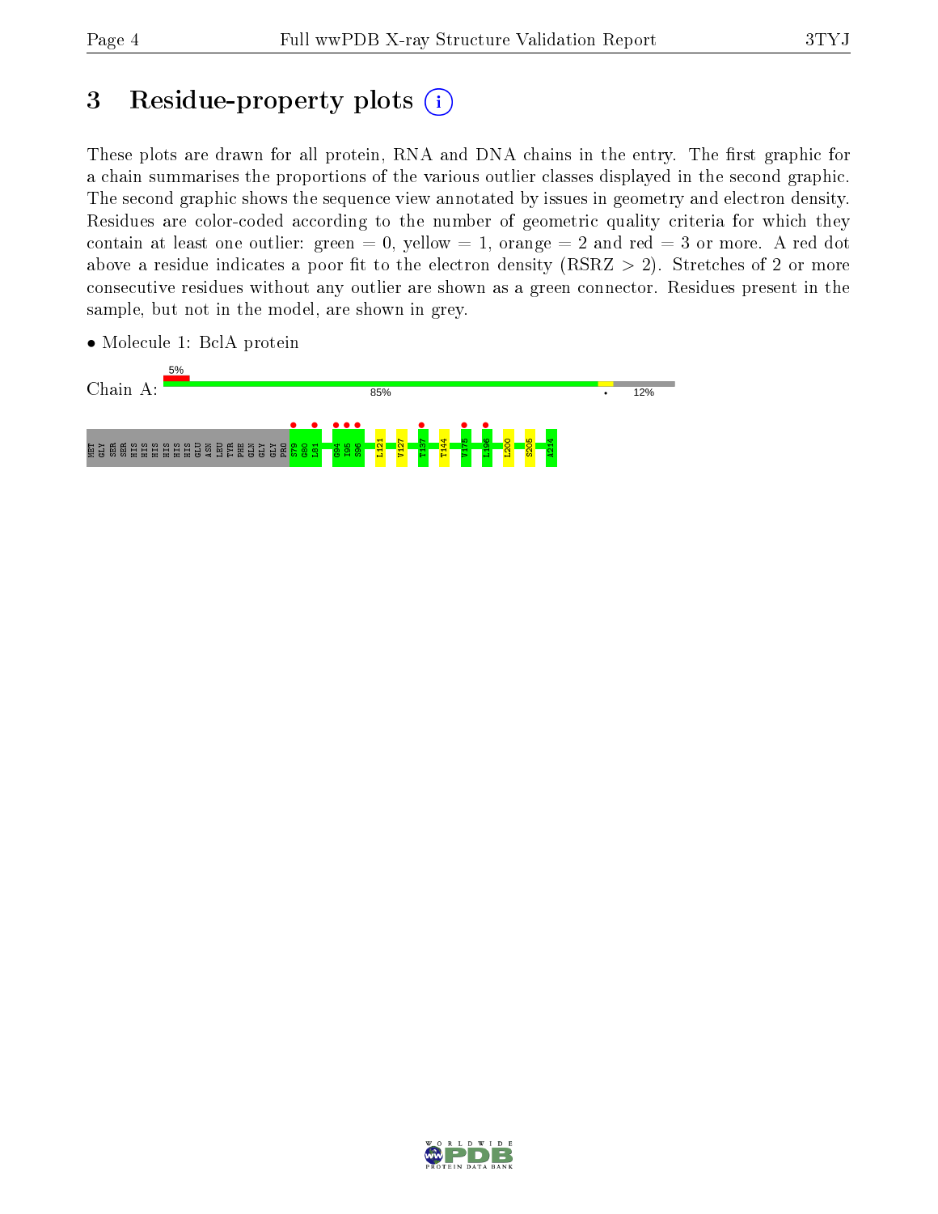# 3 Residue-property plots

These plots are drawn for all protein, RNA and DNA chains in the entry. The first graphic for a chain summarises the proportions of the various outlier classes displayed in the second graphic. The second graphic shows the sequence view annotated by issues in geometry and electron density. Residues are color-coded according to the number of geometric quality criteria for which they contain at least one outlier: green = 0, yellow = 1, orange = 2 and red = 3 or more. A red dot above a residue indicates a poor fit to the electron density (RSRZ > 2). Stretches of 2 or more consecutive residues without any outlier are shown as a green connector. Residues present in the sample, but not in the model, are shown in grey.

- Molecule 1: BclA protein

Chain A: 5% | 85% | • | 12%

MET GLY SER SER HIS HIS HIS HIS HIS HIS GLU ASN LEU TYR PHE GLN GLY PRO S79 G80 L81 G94 I95 S96 L121 V127 T137 T144 V175 L196 L200 S205 A214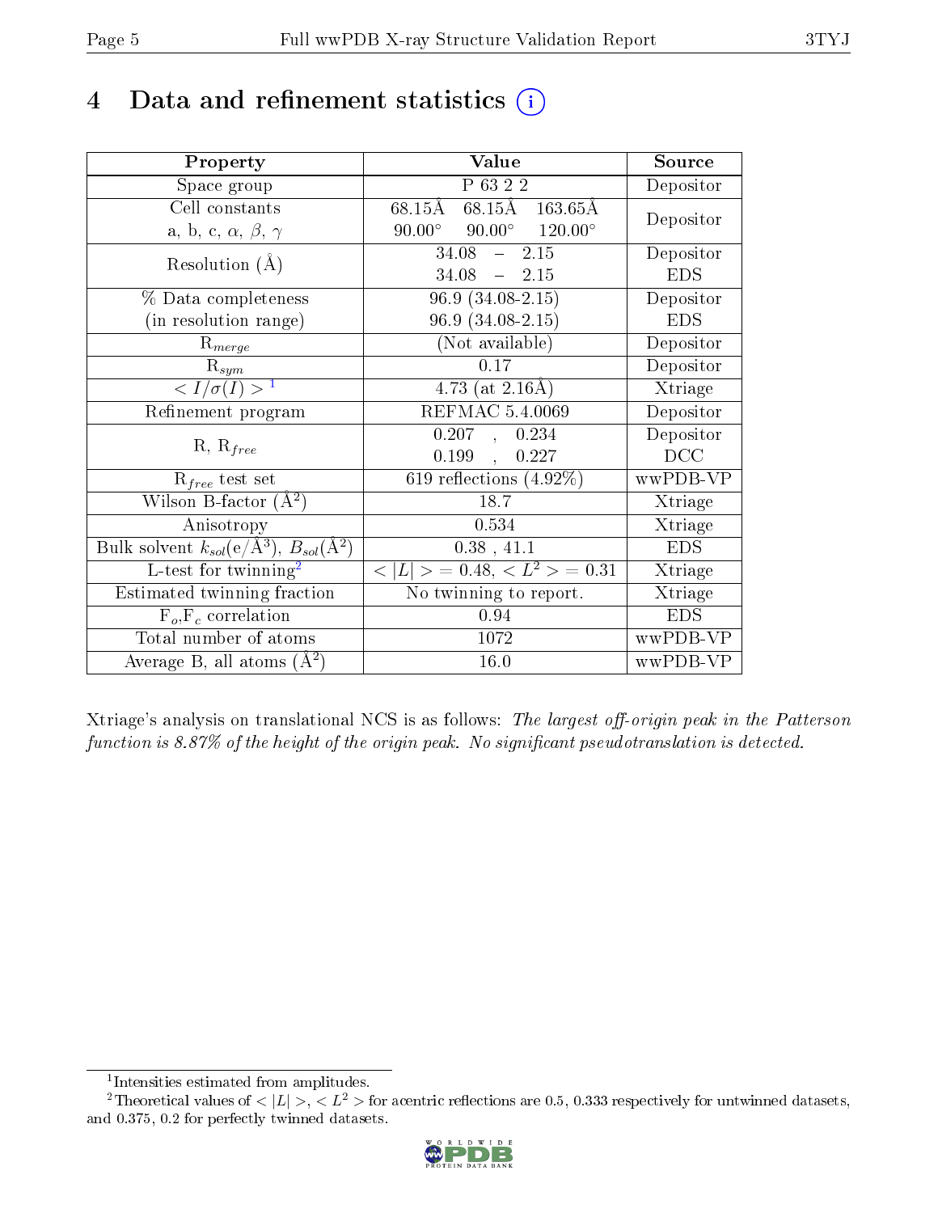# 4 Data and refinement statistics (i)

| Property | Value | Source |
|---|---|---|
| Space group | P 63 2 2 | Depositor |
| Cell constants<br>a, b, c, $\alpha$, $\beta$, $\gamma$ | 68.15Å 68.15Å 163.65Å<br>90.00° 90.00° 120.00° | Depositor |
| Resolution (Å) | 34.08 – 2.15 | Depositor |
| | 34.08 – 2.15 | EDS |
| % Data completeness<br>(in resolution range) | 96.9 (34.08-2.15) | Depositor |
| | 96.9 (34.08-2.15) | EDS |
| $R_{merge}$ | (Not available) | Depositor |
| $R_{sym}$ | 0.17 | Depositor |
| $< I/\sigma(I) >$ [1] | 4.73 (at 2.16Å) | Xtriage |
| Refinement program | REFMAC 5.4.0069 | Depositor |
| R, $R_{free}$ | 0.207 , 0.234 | Depositor |
| | 0.199 , 0.227 | DCC |
| $R_{free}$ test set | 619 reflections (4.92%) | wwPDB-VP |
| Wilson B-factor (Å$^2$) | 18.7 | Xtriage |
| Anisotropy | 0.534 | Xtriage |
| Bulk solvent $k_{sol}$(e/Å$^3$), $B_{sol}$(Å$^2$) | 0.38 , 41.1 | EDS |
| L-test for twinning[2] | $< \|L\| >$ = 0.48, $< L^2 >$ = 0.31 | Xtriage |
| Estimated twinning fraction | No twinning to report. | Xtriage |
| $F_o$,$F_c$ correlation | 0.94 | EDS |
| Total number of atoms | 1072 | wwPDB-VP |
| Average B, all atoms (Å$^2$) | 16.0 | wwPDB-VP |

Xtriage's analysis on translational NCS is as follows: *The largest off-origin peak in the Patterson function is 8.87% of the height of the origin peak. No significant pseudotranslation is detected.*

[1] Intensities estimated from amplitudes.

[2] Theoretical values of $< |L| >$, $< L^2 >$ for acentric reflections are 0.5, 0.333 respectively for untwinned datasets, and 0.375, 0.2 for perfectly twinned datasets.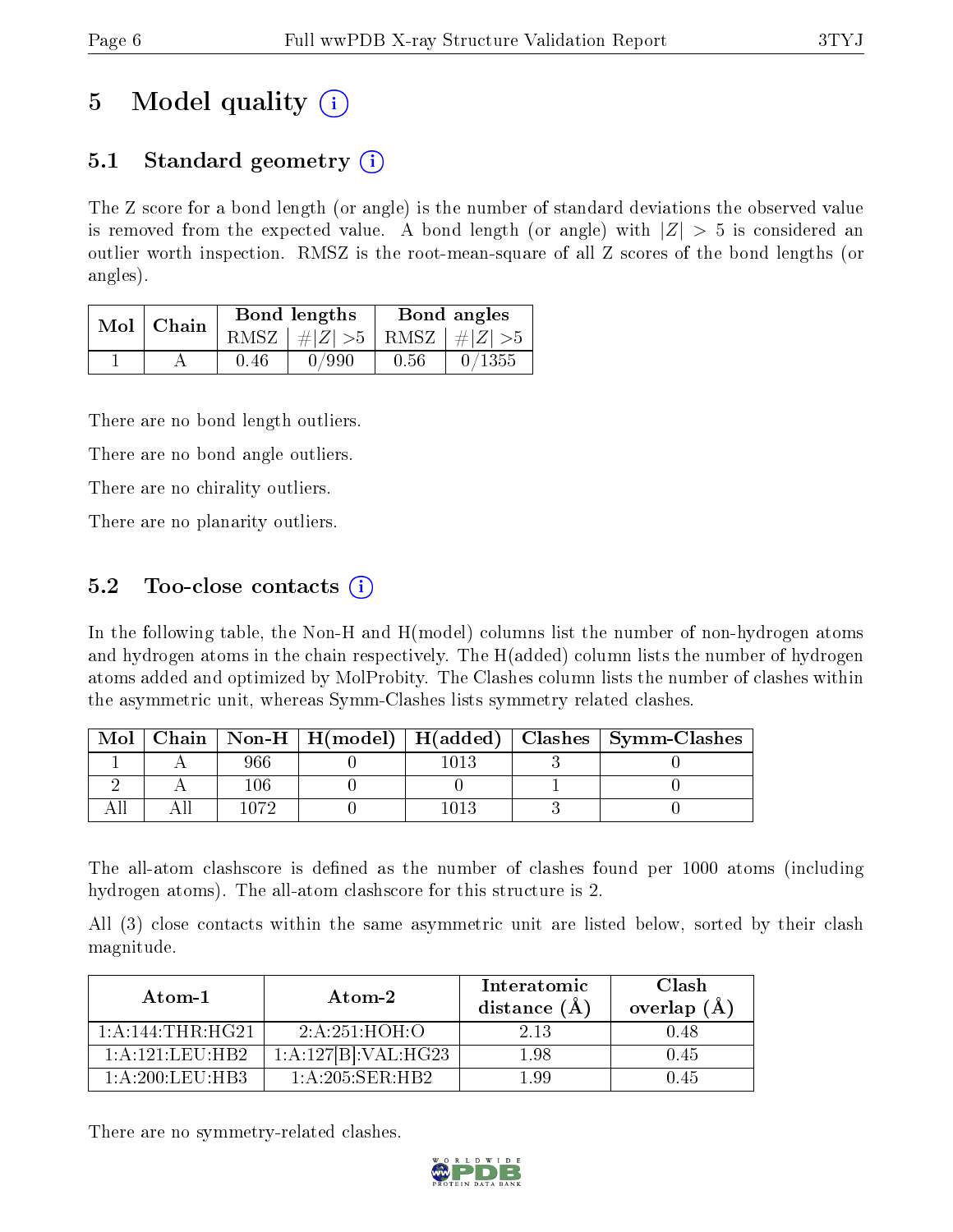# 5 Model quality

## 5.1 Standard geometry

The Z score for a bond length (or angle) is the number of standard deviations the observed value is removed from the expected value. A bond length (or angle) with $|Z| > 5$ is considered an outlier worth inspection. RMSZ is the root-mean-square of all Z scores of the bond lengths (or angles).

| Mol | Chain | Bond lengths | | Bond angles | |
|---|---|---|---|---|---|
| | | RMSZ | $\#\|Z\| > 5$ | RMSZ | $\#\|Z\| > 5$ |
| 1 | A | 0.46 | 0/990 | 0.56 | 0/1355 |

There are no bond length outliers.

There are no bond angle outliers.

There are no chirality outliers.

There are no planarity outliers.

## 5.2 Too-close contacts

In the following table, the Non-H and H(model) columns list the number of non-hydrogen atoms and hydrogen atoms in the chain respectively. The H(added) column lists the number of hydrogen atoms added and optimized by MolProbity. The Clashes column lists the number of clashes within the asymmetric unit, whereas Symm-Clashes lists symmetry related clashes.

| Mol | Chain | Non-H | H(model) | H(added) | Clashes | Symm-Clashes |
|---|---|---|---|---|---|---|
| 1 | A | 966 | 0 | 1013 | 3 | 0 |
| 2 | A | 106 | 0 | 0 | 1 | 0 |
| All | All | 1072 | 0 | 1013 | 3 | 0 |

The all-atom clashscore is defined as the number of clashes found per 1000 atoms (including hydrogen atoms). The all-atom clashscore for this structure is 2.

All (3) close contacts within the same asymmetric unit are listed below, sorted by their clash magnitude.

| Atom-1 | Atom-2 | Interatomic distance (Å) | Clash overlap (Å) |
|---|---|---|---|
| 1:A:144:THR:HG21 | 2:A:251:HOH:O | 2.13 | 0.48 |
| 1:A:121:LEU:HB2 | 1:A:127[B]:VAL:HG23 | 1.98 | 0.45 |
| 1:A:200:LEU:HB3 | 1:A:205:SER:HB2 | 1.99 | 0.45 |

There are no symmetry-related clashes.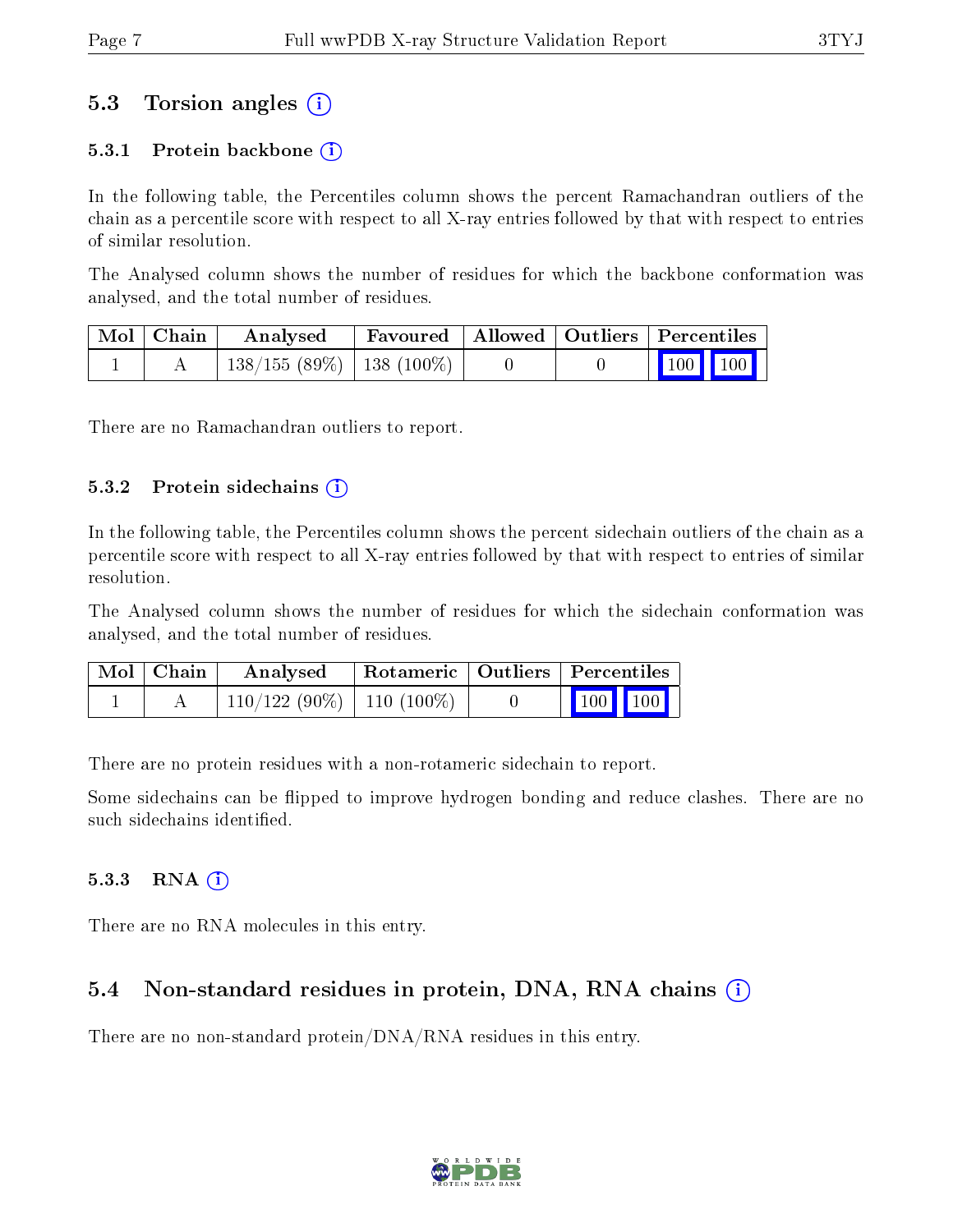## 5.3 Torsion angles

### 5.3.1 Protein backbone

In the following table, the Percentiles column shows the percent Ramachandran outliers of the chain as a percentile score with respect to all X-ray entries followed by that with respect to entries of similar resolution.

The Analysed column shows the number of residues for which the backbone conformation was analysed, and the total number of residues.

| Mol | Chain | Analysed | Favoured | Allowed | Outliers | Percentiles | |
|---|---|---|---|---|---|---|---|
| 1 | A | 138/155 (89%) | 138 (100%) | 0 | 0 | 100 | 100 |

There are no Ramachandran outliers to report.

### 5.3.2 Protein sidechains

In the following table, the Percentiles column shows the percent sidechain outliers of the chain as a percentile score with respect to all X-ray entries followed by that with respect to entries of similar resolution.

The Analysed column shows the number of residues for which the sidechain conformation was analysed, and the total number of residues.

| Mol | Chain | Analysed | Rotameric | Outliers | Percentiles | |
|---|---|---|---|---|---|---|
| 1 | A | 110/122 (90%) | 110 (100%) | 0 | 100 | 100 |

There are no protein residues with a non-rotameric sidechain to report.

Some sidechains can be flipped to improve hydrogen bonding and reduce clashes. There are no such sidechains identified.

### 5.3.3 RNA

There are no RNA molecules in this entry.

## 5.4 Non-standard residues in protein, DNA, RNA chains

There are no non-standard protein/DNA/RNA residues in this entry.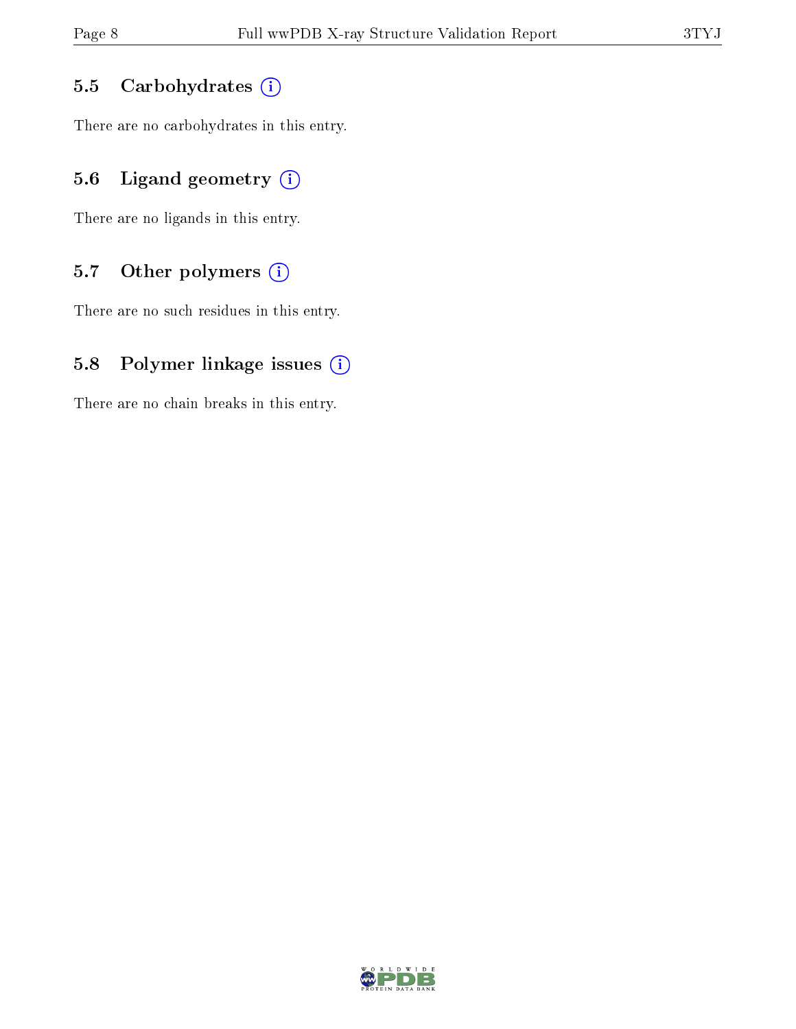### 5.5 Carbohydrates

There are no carbohydrates in this entry.

### 5.6 Ligand geometry

There are no ligands in this entry.

### 5.7 Other polymers

There are no such residues in this entry.

### 5.8 Polymer linkage issues

There are no chain breaks in this entry.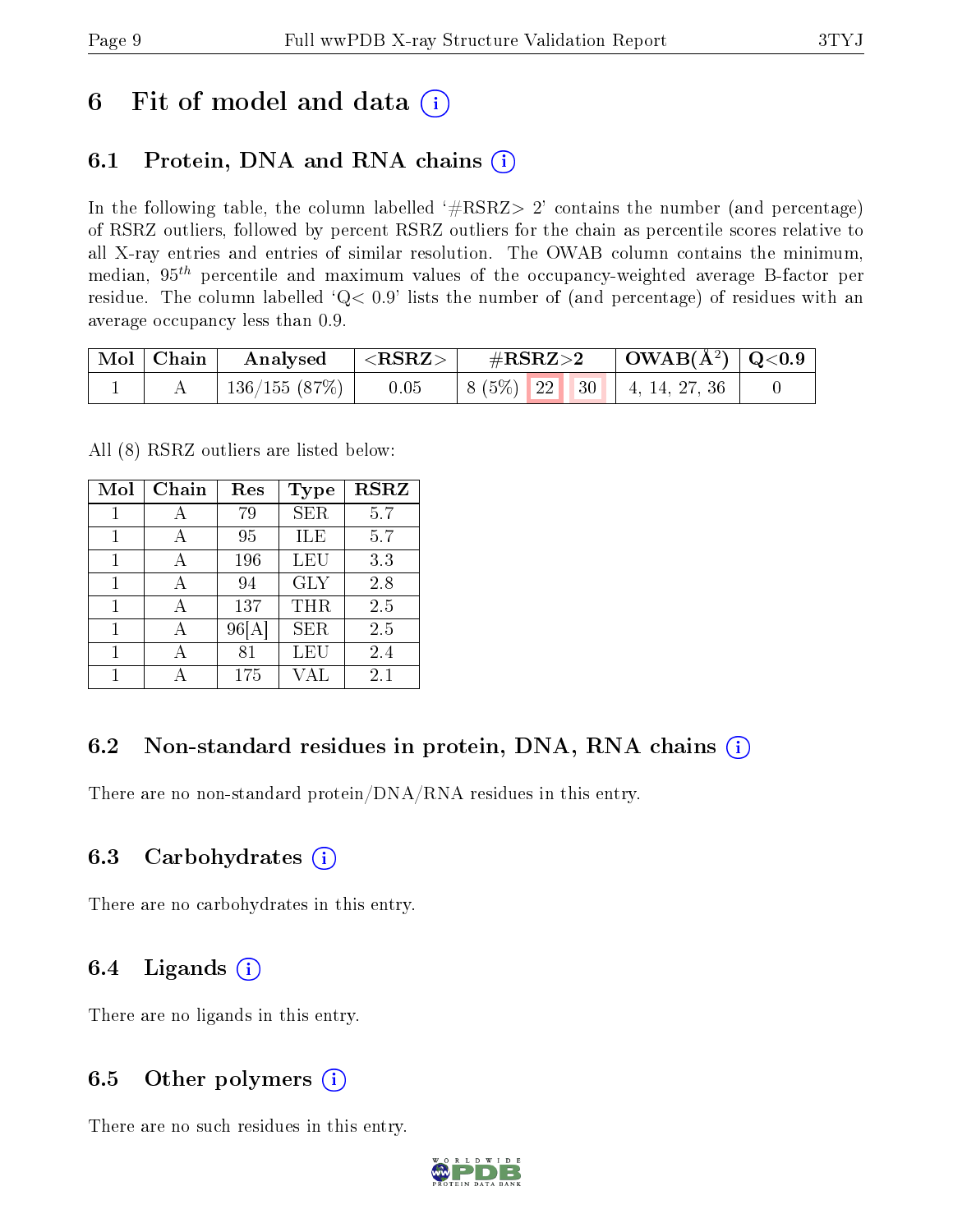# 6 Fit of model and data

## 6.1 Protein, DNA and RNA chains

In the following table, the column labelled '#RSRZ> 2' contains the number (and percentage) of RSRZ outliers, followed by percent RSRZ outliers for the chain as percentile scores relative to all X-ray entries and entries of similar resolution. The OWAB column contains the minimum, median, $95^{th}$ percentile and maximum values of the occupancy-weighted average B-factor per residue. The column labelled 'Q< 0.9' lists the number of (and percentage) of residues with an average occupancy less than 0.9.

| Mol | Chain | Analysed | <RSRZ> | #RSRZ>2 | | | OWAB(Å$^2$) | Q<0.9 |
|---|---|---|---|---|---|---|---|---|
| 1 | A | 136/155 (87%) | 0.05 | 8 (5%) | 22 | 30 | 4, 14, 27, 36 | 0 |

All (8) RSRZ outliers are listed below:

| Mol | Chain | Res | Type | RSRZ |
|---|---|---|---|---|
| 1 | A | 79 | SER | 5.7 |
| 1 | A | 95 | ILE | 5.7 |
| 1 | A | 196 | LEU | 3.3 |
| 1 | A | 94 | GLY | 2.8 |
| 1 | A | 137 | THR | 2.5 |
| 1 | A | 96[A] | SER | 2.5 |
| 1 | A | 81 | LEU | 2.4 |
| 1 | A | 175 | VAL | 2.1 |

## 6.2 Non-standard residues in protein, DNA, RNA chains

There are no non-standard protein/DNA/RNA residues in this entry.

## 6.3 Carbohydrates

There are no carbohydrates in this entry.

## 6.4 Ligands

There are no ligands in this entry.

## 6.5 Other polymers

There are no such residues in this entry.